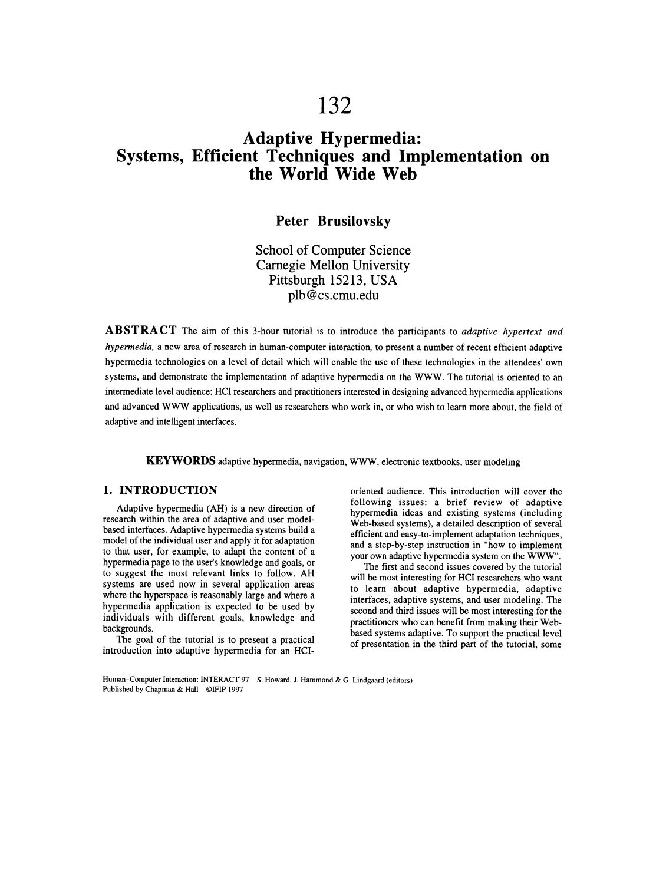# Adaptive Hypermedia: Systems, Efficient Techniques and Implementation on the World Wide Web

**Peter Brusilovsky**

School of Computer Science
Carnegie Mellon University
Pittsburgh 15213, USA
plb@cs.cmu.edu

**ABSTRACT** The aim of this 3-hour tutorial is to introduce the participants to *adaptive hypertext and hypermedia*, a new area of research in human-computer interaction, to present a number of recent efficient adaptive hypermedia technologies on a level of detail which will enable the use of these technologies in the attendees' own systems, and demonstrate the implementation of adaptive hypermedia on the WWW. The tutorial is oriented to an intermediate level audience: HCI researchers and practitioners interested in designing advanced hypermedia applications and advanced WWW applications, as well as researchers who work in, or who wish to learn more about, the field of adaptive and intelligent interfaces.

**KEYWORDS** adaptive hypermedia, navigation, WWW, electronic textbooks, user modeling

## 1. INTRODUCTION

Adaptive hypermedia (AH) is a new direction of research within the area of adaptive and user model-based interfaces. Adaptive hypermedia systems build a model of the individual user and apply it for adaptation to that user, for example, to adapt the content of a hypermedia page to the user's knowledge and goals, or to suggest the most relevant links to follow. AH systems are used now in several application areas where the hyperspace is reasonably large and where a hypermedia application is expected to be used by individuals with different goals, knowledge and backgrounds.

The goal of the tutorial is to present a practical introduction into adaptive hypermedia for an HCI-oriented audience. This introduction will cover the following issues: a brief review of adaptive hypermedia ideas and existing systems (including Web-based systems), a detailed description of several efficient and easy-to-implement adaptation techniques, and a step-by-step instruction in "how to implement your own adaptive hypermedia system on the WWW".

The first and second issues covered by the tutorial will be most interesting for HCI researchers who want to learn about adaptive hypermedia, adaptive interfaces, adaptive systems, and user modeling. The second and third issues will be most interesting for the practitioners who can benefit from making their Web-based systems adaptive. To support the practical level of presentation in the third part of the tutorial, some

Human–Computer Interaction: INTERACT'97 S. Howard, J. Hammond & G. Lindgaard (editors)
Published by Chapman & Hall ©IFIP 1997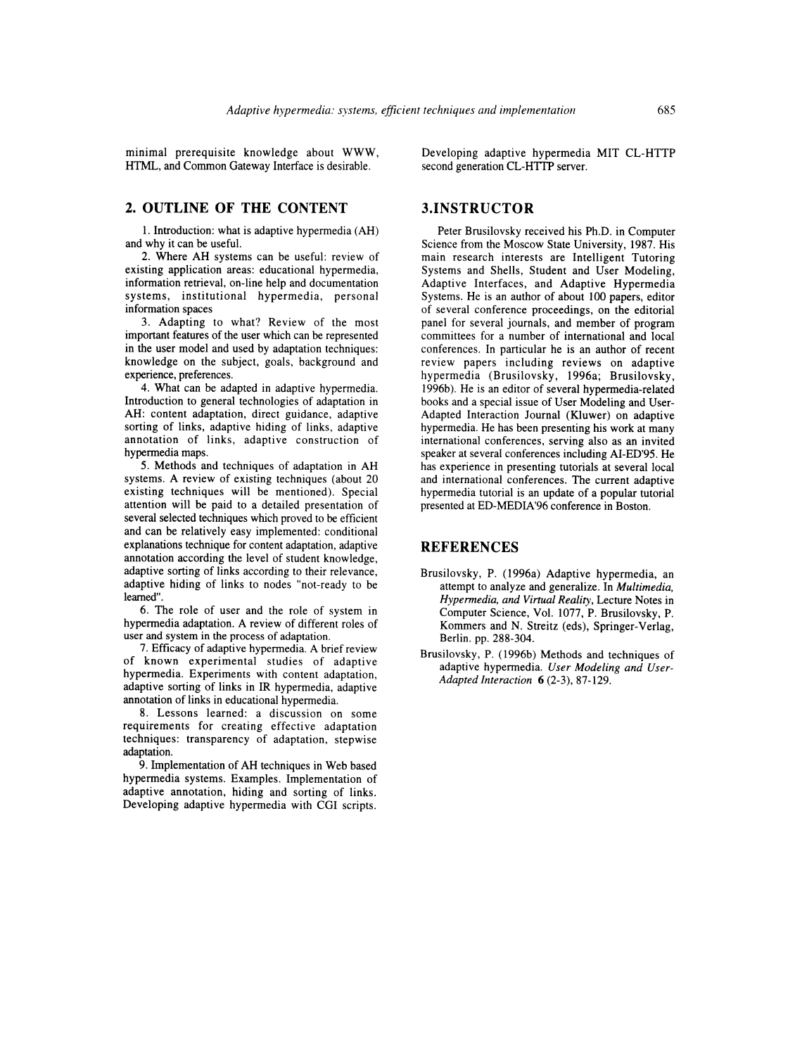minimal prerequisite knowledge about WWW, HTML, and Common Gateway Interface is desirable.

## 2. OUTLINE OF THE CONTENT

1. Introduction: what is adaptive hypermedia (AH) and why it can be useful.

2. Where AH systems can be useful: review of existing application areas: educational hypermedia, information retrieval, on-line help and documentation systems, institutional hypermedia, personal information spaces

3. Adapting to what? Review of the most important features of the user which can be represented in the user model and used by adaptation techniques: knowledge on the subject, goals, background and experience, preferences.

4. What can be adapted in adaptive hypermedia. Introduction to general technologies of adaptation in AH: content adaptation, direct guidance, adaptive sorting of links, adaptive hiding of links, adaptive annotation of links, adaptive construction of hypermedia maps.

5. Methods and techniques of adaptation in AH systems. A review of existing techniques (about 20 existing techniques will be mentioned). Special attention will be paid to a detailed presentation of several selected techniques which proved to be efficient and can be relatively easy implemented: conditional explanations technique for content adaptation, adaptive annotation according the level of student knowledge, adaptive sorting of links according to their relevance, adaptive hiding of links to nodes "not-ready to be learned".

6. The role of user and the role of system in hypermedia adaptation. A review of different roles of user and system in the process of adaptation.

7. Efficacy of adaptive hypermedia. A brief review of known experimental studies of adaptive hypermedia. Experiments with content adaptation, adaptive sorting of links in IR hypermedia, adaptive annotation of links in educational hypermedia.

8. Lessons learned: a discussion on some requirements for creating effective adaptation techniques: transparency of adaptation, stepwise adaptation.

9. Implementation of AH techniques in Web based hypermedia systems. Examples. Implementation of adaptive annotation, hiding and sorting of links. Developing adaptive hypermedia with CGI scripts. Developing adaptive hypermedia MIT CL-HTTP second generation CL-HTTP server.

## 3.INSTRUCTOR

Peter Brusilovsky received his Ph.D. in Computer Science from the Moscow State University, 1987. His main research interests are Intelligent Tutoring Systems and Shells, Student and User Modeling, Adaptive Interfaces, and Adaptive Hypermedia Systems. He is an author of about 100 papers, editor of several conference proceedings, on the editorial panel for several journals, and member of program committees for a number of international and local conferences. In particular he is an author of recent review papers including reviews on adaptive hypermedia (Brusilovsky, 1996a; Brusilovsky, 1996b). He is an editor of several hypermedia-related books and a special issue of User Modeling and User-Adapted Interaction Journal (Kluwer) on adaptive hypermedia. He has been presenting his work at many international conferences, serving also as an invited speaker at several conferences including AI-ED'95. He has experience in presenting tutorials at several local and international conferences. The current adaptive hypermedia tutorial is an update of a popular tutorial presented at ED-MEDIA'96 conference in Boston.

## REFERENCES

Brusilovsky, P. (1996a) Adaptive hypermedia, an attempt to analyze and generalize. In *Multimedia, Hypermedia, and Virtual Reality*, Lecture Notes in Computer Science, Vol. 1077, P. Brusilovsky, P. Kommers and N. Streitz (eds), Springer-Verlag, Berlin. pp. 288-304.

Brusilovsky, P. (1996b) Methods and techniques of adaptive hypermedia. *User Modeling and User-Adapted Interaction* **6** (2-3), 87-129.